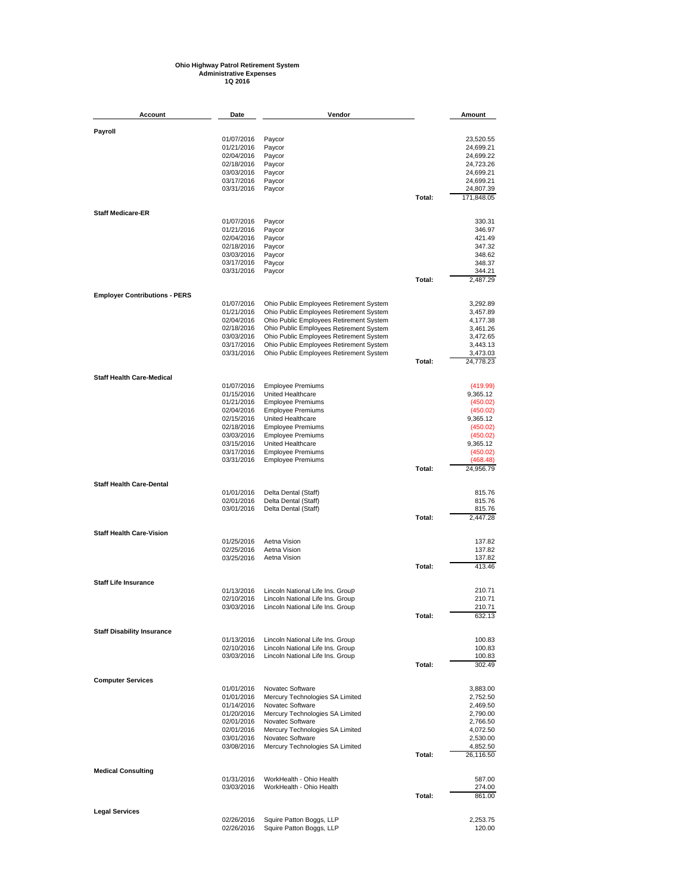**Ohio Highway Patrol Retirement System**
**Administrative Expenses**
**1Q 2016**

| Account | Date | Vendor | | Amount |
|---|---|---|---|---|
| **Payroll** | | | | |
| | 01/07/2016 | Paycor | | 23,520.55 |
| | 01/21/2016 | Paycor | | 24,699.21 |
| | 02/04/2016 | Paycor | | 24,699.22 |
| | 02/18/2016 | Paycor | | 24,723.26 |
| | 03/03/2016 | Paycor | | 24,699.21 |
| | 03/17/2016 | Paycor | | 24,699.21 |
| | 03/31/2016 | Paycor | | 24,807.39 |
| | | | **Total:** | 171,848.05 |
| **Staff Medicare-ER** | | | | |
| | 01/07/2016 | Paycor | | 330.31 |
| | 01/21/2016 | Paycor | | 346.97 |
| | 02/04/2016 | Paycor | | 421.49 |
| | 02/18/2016 | Paycor | | 347.32 |
| | 03/03/2016 | Paycor | | 348.62 |
| | 03/17/2016 | Paycor | | 348.37 |
| | 03/31/2016 | Paycor | | 344.21 |
| | | | **Total:** | 2,487.29 |
| **Employer Contributions - PERS** | | | | |
| | 01/07/2016 | Ohio Public Employees Retirement System | | 3,292.89 |
| | 01/21/2016 | Ohio Public Employees Retirement System | | 3,457.89 |
| | 02/04/2016 | Ohio Public Employees Retirement System | | 4,177.38 |
| | 02/18/2016 | Ohio Public Employees Retirement System | | 3,461.26 |
| | 03/03/2016 | Ohio Public Employees Retirement System | | 3,472.65 |
| | 03/17/2016 | Ohio Public Employees Retirement System | | 3,443.13 |
| | 03/31/2016 | Ohio Public Employees Retirement System | | 3,473.03 |
| | | | **Total:** | 24,778.23 |
| **Staff Health Care-Medical** | | | | |
| | 01/07/2016 | Employee Premiums | | (419.99) |
| | 01/15/2016 | United Healthcare | | 9,365.12 |
| | 01/21/2016 | Employee Premiums | | (450.02) |
| | 02/04/2016 | Employee Premiums | | (450.02) |
| | 02/15/2016 | United Healthcare | | 9,365.12 |
| | 02/18/2016 | Employee Premiums | | (450.02) |
| | 03/03/2016 | Employee Premiums | | (450.02) |
| | 03/15/2016 | United Healthcare | | 9,365.12 |
| | 03/17/2016 | Employee Premiums | | (450.02) |
| | 03/31/2016 | Employee Premiums | | (468.48) |
| | | | **Total:** | 24,956.79 |
| **Staff Health Care-Dental** | | | | |
| | 01/01/2016 | Delta Dental (Staff) | | 815.76 |
| | 02/01/2016 | Delta Dental (Staff) | | 815.76 |
| | 03/01/2016 | Delta Dental (Staff) | | 815.76 |
| | | | **Total:** | 2,447.28 |
| **Staff Health Care-Vision** | | | | |
| | 01/25/2016 | Aetna Vision | | 137.82 |
| | 02/25/2016 | Aetna Vision | | 137.82 |
| | 03/25/2016 | Aetna Vision | | 137.82 |
| | | | **Total:** | 413.46 |
| **Staff Life Insurance** | | | | |
| | 01/13/2016 | Lincoln National Life Ins. Group | | 210.71 |
| | 02/10/2016 | Lincoln National Life Ins. Group | | 210.71 |
| | 03/03/2016 | Lincoln National Life Ins. Group | | 210.71 |
| | | | **Total:** | 632.13 |
| **Staff Disability Insurance** | | | | |
| | 01/13/2016 | Lincoln National Life Ins. Group | | 100.83 |
| | 02/10/2016 | Lincoln National Life Ins. Group | | 100.83 |
| | 03/03/2016 | Lincoln National Life Ins. Group | | 100.83 |
| | | | **Total:** | 302.49 |
| **Computer Services** | | | | |
| | 01/01/2016 | Novatec Software | | 3,883.00 |
| | 01/01/2016 | Mercury Technologies SA Limited | | 2,752.50 |
| | 01/14/2016 | Novatec Software | | 2,469.50 |
| | 01/20/2016 | Mercury Technologies SA Limited | | 2,790.00 |
| | 02/01/2016 | Novatec Software | | 2,766.50 |
| | 02/01/2016 | Mercury Technologies SA Limited | | 4,072.50 |
| | 03/01/2016 | Novatec Software | | 2,530.00 |
| | 03/08/2016 | Mercury Technologies SA Limited | | 4,852.50 |
| | | | **Total:** | 26,116.50 |
| **Medical Consulting** | | | | |
| | 01/31/2016 | WorkHealth - Ohio Health | | 587.00 |
| | 03/03/2016 | WorkHealth - Ohio Health | | 274.00 |
| | | | **Total:** | 861.00 |
| **Legal Services** | | | | |
| | 02/26/2016 | Squire Patton Boggs, LLP | | 2,253.75 |
| | 02/26/2016 | Squire Patton Boggs, LLP | | 120.00 |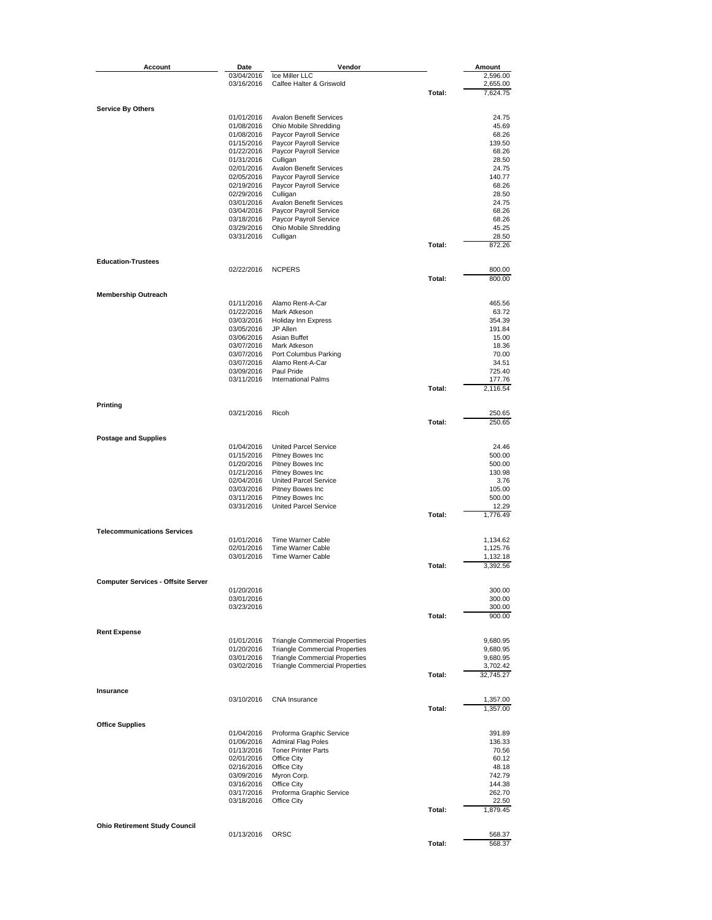| Account | Date | Vendor | | Amount |
|---|---|---|---|---|
| | 03/04/2016 | Ice Miller LLC | | 2,596.00 |
| | 03/16/2016 | Calfee Halter & Griswold | | 2,655.00 |
| | | | Total: | 7,624.75 |
| **Service By Others** | | | | |
| | 01/01/2016 | Avalon Benefit Services | | 24.75 |
| | 01/08/2016 | Ohio Mobile Shredding | | 45.69 |
| | 01/08/2016 | Paycor Payroll Service | | 68.26 |
| | 01/15/2016 | Paycor Payroll Service | | 139.50 |
| | 01/22/2016 | Paycor Payroll Service | | 68.26 |
| | 01/31/2016 | Culligan | | 28.50 |
| | 02/01/2016 | Avalon Benefit Services | | 24.75 |
| | 02/05/2016 | Paycor Payroll Service | | 140.77 |
| | 02/19/2016 | Paycor Payroll Service | | 68.26 |
| | 02/29/2016 | Culligan | | 28.50 |
| | 03/01/2016 | Avalon Benefit Services | | 24.75 |
| | 03/04/2016 | Paycor Payroll Service | | 68.26 |
| | 03/18/2016 | Paycor Payroll Service | | 68.26 |
| | 03/29/2016 | Ohio Mobile Shredding | | 45.25 |
| | 03/31/2016 | Culligan | | 28.50 |
| | | | Total: | 872.26 |
| **Education-Trustees** | | | | |
| | 02/22/2016 | NCPERS | | 800.00 |
| | | | Total: | 800.00 |
| **Membership Outreach** | | | | |
| | 01/11/2016 | Alamo Rent-A-Car | | 465.56 |
| | 01/22/2016 | Mark Atkeson | | 63.72 |
| | 03/03/2016 | Holiday Inn Express | | 354.39 |
| | 03/05/2016 | JP Allen | | 191.84 |
| | 03/06/2016 | Asian Buffet | | 15.00 |
| | 03/07/2016 | Mark Atkeson | | 18.36 |
| | 03/07/2016 | Port Columbus Parking | | 70.00 |
| | 03/07/2016 | Alamo Rent-A-Car | | 34.51 |
| | 03/09/2016 | Paul Pride | | 725.40 |
| | 03/11/2016 | International Palms | | 177.76 |
| | | | Total: | 2,116.54 |
| **Printing** | | | | |
| | 03/21/2016 | Ricoh | | 250.65 |
| | | | Total: | 250.65 |
| **Postage and Supplies** | | | | |
| | 01/04/2016 | United Parcel Service | | 24.46 |
| | 01/15/2016 | Pitney Bowes Inc | | 500.00 |
| | 01/20/2016 | Pitney Bowes Inc | | 500.00 |
| | 01/21/2016 | Pitney Bowes Inc | | 130.98 |
| | 02/04/2016 | United Parcel Service | | 3.76 |
| | 03/03/2016 | Pitney Bowes Inc | | 105.00 |
| | 03/11/2016 | Pitney Bowes Inc | | 500.00 |
| | 03/31/2016 | United Parcel Service | | 12.29 |
| | | | Total: | 1,776.49 |
| **Telecommunications Services** | | | | |
| | 01/01/2016 | Time Warner Cable | | 1,134.62 |
| | 02/01/2016 | Time Warner Cable | | 1,125.76 |
| | 03/01/2016 | Time Warner Cable | | 1,132.18 |
| | | | Total: | 3,392.56 |
| **Computer Services - Offsite Server** | | | | |
| | 01/20/2016 | | | 300.00 |
| | 03/01/2016 | | | 300.00 |
| | 03/23/2016 | | | 300.00 |
| | | | Total: | 900.00 |
| **Rent Expense** | | | | |
| | 01/01/2016 | Triangle Commercial Properties | | 9,680.95 |
| | 01/20/2016 | Triangle Commercial Properties | | 9,680.95 |
| | 03/01/2016 | Triangle Commercial Properties | | 9,680.95 |
| | 03/02/2016 | Triangle Commercial Properties | | 3,702.42 |
| | | | Total: | 32,745.27 |
| **Insurance** | | | | |
| | 03/10/2016 | CNA Insurance | | 1,357.00 |
| | | | Total: | 1,357.00 |
| **Office Supplies** | | | | |
| | 01/04/2016 | Proforma Graphic Service | | 391.89 |
| | 01/06/2016 | Admiral Flag Poles | | 136.33 |
| | 01/13/2016 | Toner Printer Parts | | 70.56 |
| | 02/01/2016 | Office City | | 60.12 |
| | 02/16/2016 | Office City | | 48.18 |
| | 03/09/2016 | Myron Corp. | | 742.79 |
| | 03/16/2016 | Office City | | 144.38 |
| | 03/17/2016 | Proforma Graphic Service | | 262.70 |
| | 03/18/2016 | Office City | | 22.50 |
| | | | Total: | 1,879.45 |
| **Ohio Retirement Study Council** | | | | |
| | 01/13/2016 | ORSC | | 568.37 |
| | | | Total: | 568.37 |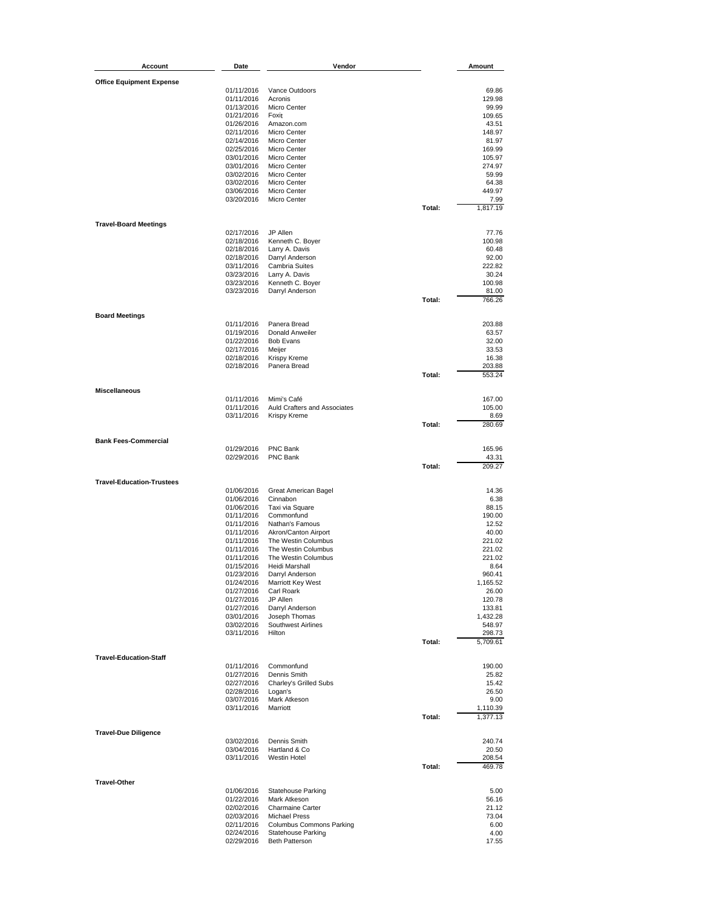| Account | Date | Vendor | | Amount |
|---|---|---|---|---|
| **Office Equipment Expense** | | | | |
| | 01/11/2016 | Vance Outdoors | | 69.86 |
| | 01/11/2016 | Acronis | | 129.98 |
| | 01/13/2016 | Micro Center | | 99.99 |
| | 01/21/2016 | Foxit | | 109.65 |
| | 01/26/2016 | Amazon.com | | 43.51 |
| | 02/11/2016 | Micro Center | | 148.97 |
| | 02/14/2016 | Micro Center | | 81.97 |
| | 02/25/2016 | Micro Center | | 169.99 |
| | 03/01/2016 | Micro Center | | 105.97 |
| | 03/01/2016 | Micro Center | | 274.97 |
| | 03/02/2016 | Micro Center | | 59.99 |
| | 03/02/2016 | Micro Center | | 64.38 |
| | 03/06/2016 | Micro Center | | 449.97 |
| | 03/20/2016 | Micro Center | | 7.99 |
| | | | **Total:** | 1,817.19 |
| **Travel-Board Meetings** | | | | |
| | 02/17/2016 | JP Allen | | 77.76 |
| | 02/18/2016 | Kenneth C. Boyer | | 100.98 |
| | 02/18/2016 | Larry A. Davis | | 60.48 |
| | 02/18/2016 | Darryl Anderson | | 92.00 |
| | 03/11/2016 | Cambria Suites | | 222.82 |
| | 03/23/2016 | Larry A. Davis | | 30.24 |
| | 03/23/2016 | Kenneth C. Boyer | | 100.98 |
| | 03/23/2016 | Darryl Anderson | | 81.00 |
| | | | **Total:** | 766.26 |
| **Board Meetings** | | | | |
| | 01/11/2016 | Panera Bread | | 203.88 |
| | 01/19/2016 | Donald Anweiler | | 63.57 |
| | 01/22/2016 | Bob Evans | | 32.00 |
| | 02/17/2016 | Meijer | | 33.53 |
| | 02/18/2016 | Krispy Kreme | | 16.38 |
| | 02/18/2016 | Panera Bread | | 203.88 |
| | | | **Total:** | 553.24 |
| **Miscellaneous** | | | | |
| | 01/11/2016 | Mimi's Café | | 167.00 |
| | 01/11/2016 | Auld Crafters and Associates | | 105.00 |
| | 03/11/2016 | Krispy Kreme | | 8.69 |
| | | | **Total:** | 280.69 |
| **Bank Fees-Commercial** | | | | |
| | 01/29/2016 | PNC Bank | | 165.96 |
| | 02/29/2016 | PNC Bank | | 43.31 |
| | | | **Total:** | 209.27 |
| **Travel-Education-Trustees** | | | | |
| | 01/06/2016 | Great American Bagel | | 14.36 |
| | 01/06/2016 | Cinnabon | | 6.38 |
| | 01/06/2016 | Taxi via Square | | 88.15 |
| | 01/11/2016 | Commonfund | | 190.00 |
| | 01/11/2016 | Nathan's Famous | | 12.52 |
| | 01/11/2016 | Akron/Canton Airport | | 40.00 |
| | 01/11/2016 | The Westin Columbus | | 221.02 |
| | 01/11/2016 | The Westin Columbus | | 221.02 |
| | 01/11/2016 | The Westin Columbus | | 221.02 |
| | 01/15/2016 | Heidi Marshall | | 8.64 |
| | 01/23/2016 | Darryl Anderson | | 960.41 |
| | 01/24/2016 | Marriott Key West | | 1,165.52 |
| | 01/27/2016 | Carl Roark | | 26.00 |
| | 01/27/2016 | JP Allen | | 120.78 |
| | 01/27/2016 | Darryl Anderson | | 133.81 |
| | 03/01/2016 | Joseph Thomas | | 1,432.28 |
| | 03/02/2016 | Southwest Airlines | | 548.97 |
| | 03/11/2016 | Hilton | | 298.73 |
| | | | **Total:** | 5,709.61 |
| **Travel-Education-Staff** | | | | |
| | 01/11/2016 | Commonfund | | 190.00 |
| | 01/27/2016 | Dennis Smith | | 25.82 |
| | 02/27/2016 | Charley's Grilled Subs | | 15.42 |
| | 02/28/2016 | Logan's | | 26.50 |
| | 03/07/2016 | Mark Atkeson | | 9.00 |
| | 03/11/2016 | Marriott | | 1,110.39 |
| | | | **Total:** | 1,377.13 |
| **Travel-Due Diligence** | | | | |
| | 03/02/2016 | Dennis Smith | | 240.74 |
| | 03/04/2016 | Hartland & Co | | 20.50 |
| | 03/11/2016 | Westin Hotel | | 208.54 |
| | | | **Total:** | 469.78 |
| **Travel-Other** | | | | |
| | 01/06/2016 | Statehouse Parking | | 5.00 |
| | 01/22/2016 | Mark Atkeson | | 56.16 |
| | 02/02/2016 | Charmaine Carter | | 21.12 |
| | 02/03/2016 | Michael Press | | 73.04 |
| | 02/11/2016 | Columbus Commons Parking | | 6.00 |
| | 02/24/2016 | Statehouse Parking | | 4.00 |
| | 02/29/2016 | Beth Patterson | | 17.55 |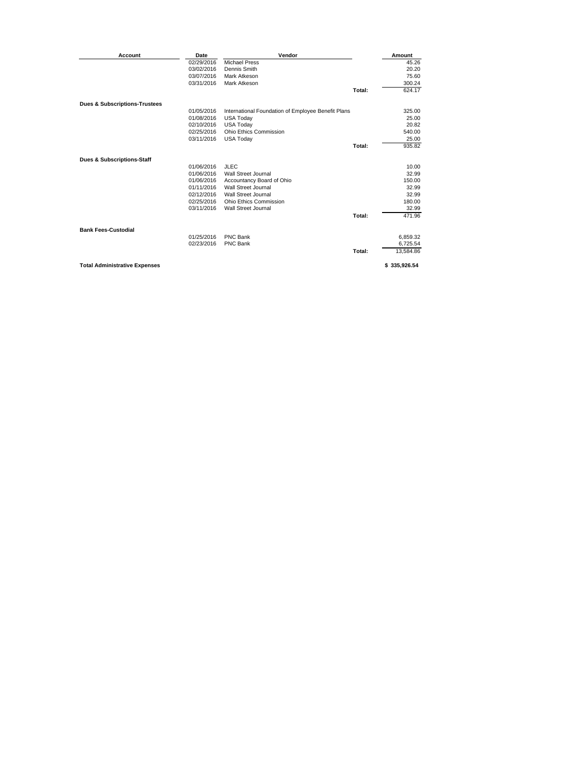| Account | Date | Vendor | | Amount |
|---|---|---|---|---|
| | 02/29/2016 | Michael Press | | 45.26 |
| | 03/02/2016 | Dennis Smith | | 20.20 |
| | 03/07/2016 | Mark Atkeson | | 75.60 |
| | 03/31/2016 | Mark Atkeson | | 300.24 |
| | | | Total: | 624.17 |
| **Dues & Subscriptions-Trustees** | | | | |
| | 01/05/2016 | International Foundation of Employee Benefit Plans | | 325.00 |
| | 01/08/2016 | USA Today | | 25.00 |
| | 02/10/2016 | USA Today | | 20.82 |
| | 02/25/2016 | Ohio Ethics Commission | | 540.00 |
| | 03/11/2016 | USA Today | | 25.00 |
| | | | Total: | 935.82 |
| **Dues & Subscriptions-Staff** | | | | |
| | 01/06/2016 | JLEC | | 10.00 |
| | 01/06/2016 | Wall Street Journal | | 32.99 |
| | 01/06/2016 | Accountancy Board of Ohio | | 150.00 |
| | 01/11/2016 | Wall Street Journal | | 32.99 |
| | 02/12/2016 | Wall Street Journal | | 32.99 |
| | 02/25/2016 | Ohio Ethics Commission | | 180.00 |
| | 03/11/2016 | Wall Street Journal | | 32.99 |
| | | | Total: | 471.96 |
| **Bank Fees-Custodial** | | | | |
| | 01/25/2016 | PNC Bank | | 6,859.32 |
| | 02/23/2016 | PNC Bank | | 6,725.54 |
| | | | Total: | 13,584.86 |
| **Total Administrative Expenses** | | | | **$ 335,926.54** |